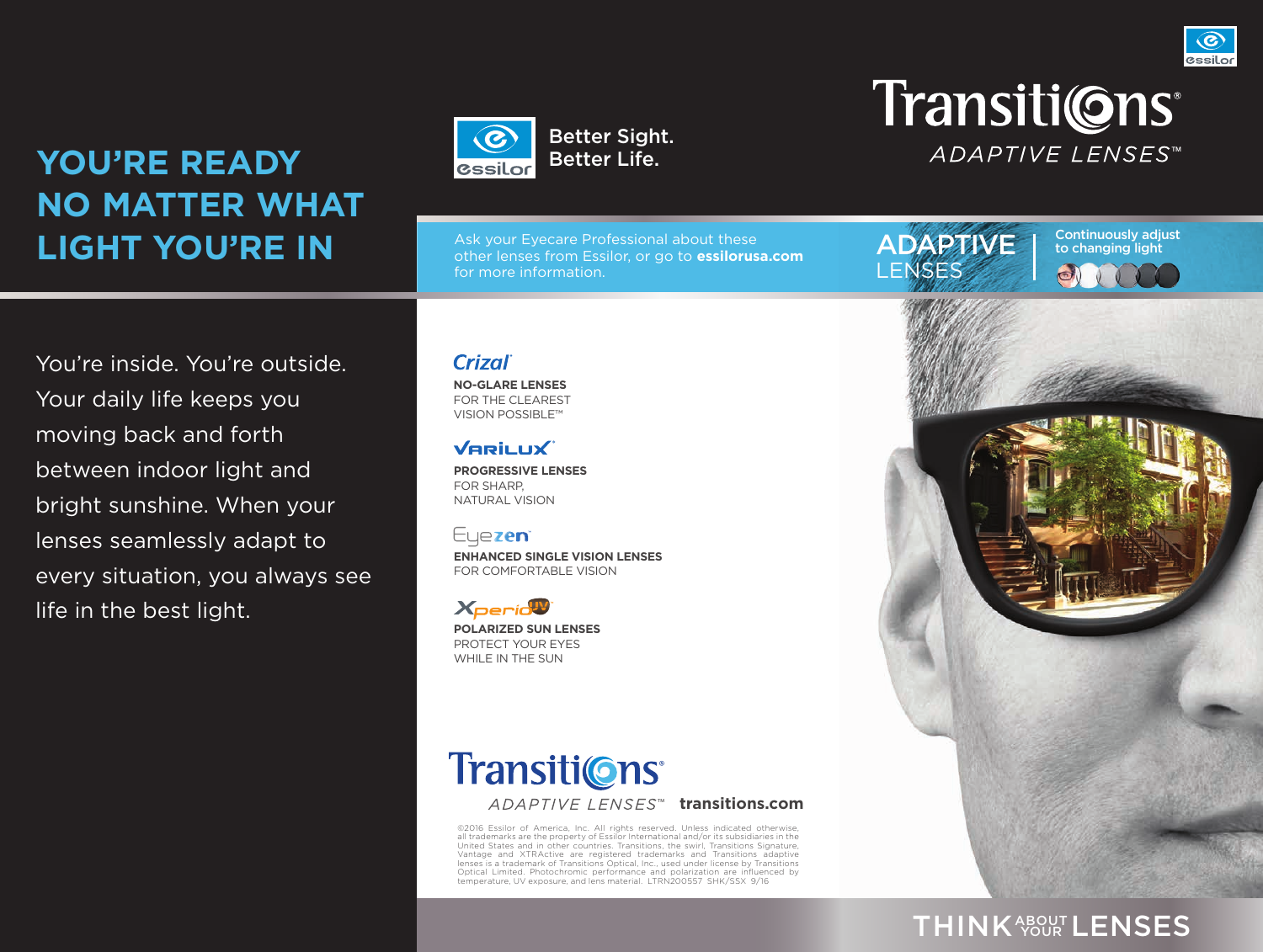# YOU'RE READY NO MATTER WHAT LIGHT YOU'RE IN

You're inside. You're outside. Your daily life keeps you moving back and forth between indoor light and bright sunshine. When your lenses seamlessly adapt to every situation, you always see life in the best light.

essilor **Better Sight. Better Life.**

Transitions®
ADAPTIVE LENSES™

Ask your Eyecare Professional about these other lenses from Essilor, or go to **essilorusa.com** for more information.

**ADAPTIVE** LENSES | Continuously adjust to changing light

**Crizal®**
**NO-GLARE LENSES**
FOR THE CLEAREST VISION POSSIBLE™

**VARILUX®**
**PROGRESSIVE LENSES**
FOR SHARP, NATURAL VISION

**Eyezen®**
**ENHANCED SINGLE VISION LENSES**
FOR COMFORTABLE VISION

**Xperio UV**
**POLARIZED SUN LENSES**
PROTECT YOUR EYES WHILE IN THE SUN

Transitions®
ADAPTIVE LENSES™ **transitions.com**

©2016 Essilor of America, Inc. All rights reserved. Unless indicated otherwise, all trademarks are the property of Essilor International and/or its subsidiaries in the United States and in other countries. Transitions, the swirl, Transitions Signature, Vantage and XTRActive are registered trademarks and Transitions adaptive lenses is a trademark of Transitions Optical, Inc., used under license by Transitions Optical Limited. Photochromic performance and polarization are influenced by temperature, UV exposure, and lens material. LTRN200557 SHK/SSX 9/16

THINK ABOUT YOUR LENSES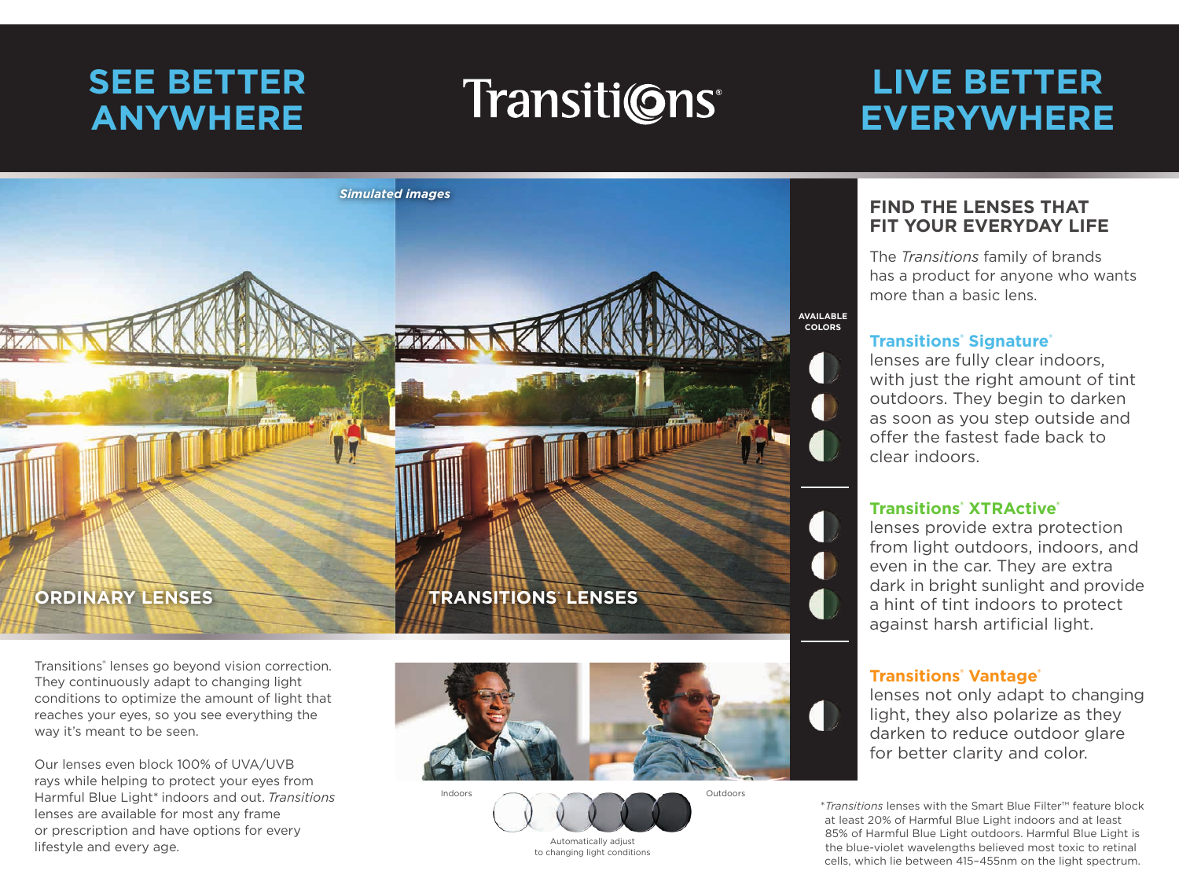# SEE BETTER ANYWHERE

# Transitions®

# LIVE BETTER EVERYWHERE

*Simulated images*

ORDINARY LENSES

TRANSITIONS® LENSES

Transitions® lenses go beyond vision correction. They continuously adapt to changing light conditions to optimize the amount of light that reaches your eyes, so you see everything the way it's meant to be seen.

Our lenses even block 100% of UVA/UVB rays while helping to protect your eyes from Harmful Blue Light* indoors and out. *Transitions* lenses are available for most any frame or prescription and have options for every lifestyle and every age.

Indoors

Outdoors

Automatically adjust to changing light conditions

AVAILABLE COLORS

## FIND THE LENSES THAT FIT YOUR EVERYDAY LIFE

The *Transitions* family of brands has a product for anyone who wants more than a basic lens.

**Transitions® Signature®** lenses are fully clear indoors, with just the right amount of tint outdoors. They begin to darken as soon as you step outside and offer the fastest fade back to clear indoors.

**Transitions® XTRActive®** lenses provide extra protection from light outdoors, indoors, and even in the car. They are extra dark in bright sunlight and provide a hint of tint indoors to protect against harsh artificial light.

**Transitions® Vantage®** lenses not only adapt to changing light, they also polarize as they darken to reduce outdoor glare for better clarity and color.

**Transitions* lenses with the Smart Blue Filter™ feature block at least 20% of Harmful Blue Light indoors and at least 85% of Harmful Blue Light outdoors. Harmful Blue Light is the blue-violet wavelengths believed most toxic to retinal cells, which lie between 415–455nm on the light spectrum.